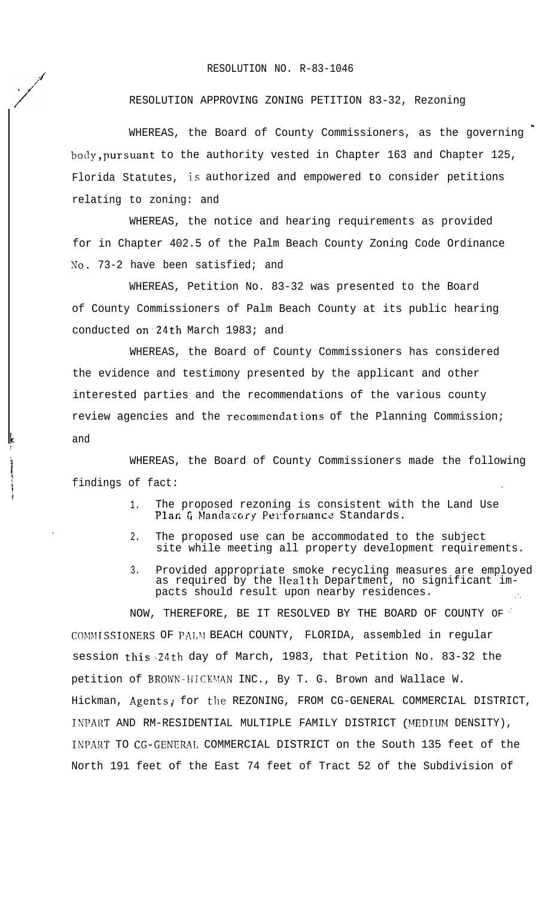RESOLUTION NO. R-83-1046

RESOLUTION APPROVING ZONING PETITION 83-32, Rezoning

WHEREAS, the Board of County Commissioners, as the governing body, pursuant to the authority vested in Chapter 163 and Chapter 125, Florida Statutes, is authorized and empowered to consider petitions relating to zoning: and

WHEREAS, the notice and hearing requirements as provided for in Chapter 402.5 of the Palm Beach County Zoning Code Ordinance No. 73-2 have been satisfied; and

WHEREAS, Petition No. 83-32 was presented to the Board of County Commissioners of Palm Beach County at its public hearing conducted on 24th March 1983; and

WHEREAS, the Board of County Commissioners has considered the evidence and testimony presented by the applicant and other interested parties and the recommendations of the various county review agencies and the recommendations of the Planning Commission; and

WHEREAS, the Board of County Commissioners made the following findings of fact:

1. The proposed rezoning is consistent with the Land Use Plan & Mandatory Performance Standards.
2. The proposed use can be accommodated to the subject site while meeting all property development requirements.
3. Provided appropriate smoke recycling measures are employed as required by the Health Department, no significant impacts should result upon nearby residences.

NOW, THEREFORE, BE IT RESOLVED BY THE BOARD OF COUNTY OF COMMISSIONERS OF PALM BEACH COUNTY, FLORIDA, assembled in regular session this 24th day of March, 1983, that Petition No. 83-32 the petition of BROWN-HICKMAN INC., By T. G. Brown and Wallace W. Hickman, Agents, for the REZONING, FROM CG-GENERAL COMMERCIAL DISTRICT, INPART AND RM-RESIDENTIAL MULTIPLE FAMILY DISTRICT (MEDIUM DENSITY), INPART TO CG-GENERAL COMMERCIAL DISTRICT on the South 135 feet of the North 191 feet of the East 74 feet of Tract 52 of the Subdivision of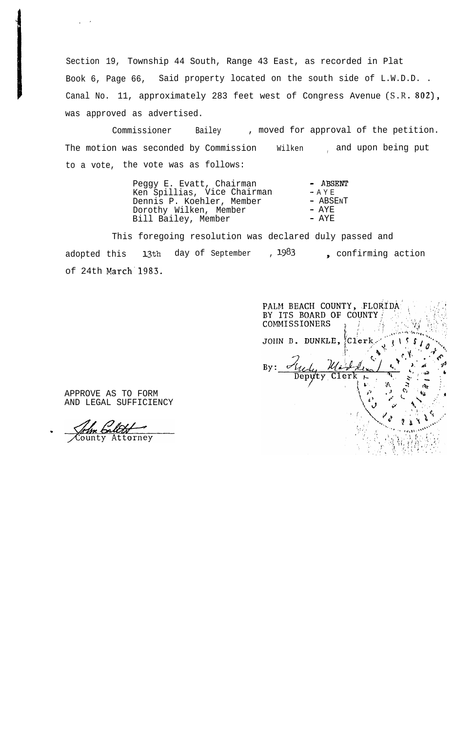Section 19, Township 44 South, Range 43 East, as recorded in Plat Book 6, Page 66, Said property located on the south side of L.W.D.D. . Canal No. 11, approximately 283 feet west of Congress Avenue (S.R. 802), was approved as advertised.

Commissioner Bailey , moved for approval of the petition. The motion was seconded by Commission Wilken , and upon being put to a vote, the vote was as follows:

| | |
|---|---|
| Peggy E. Evatt, Chairman | - ABSENT |
| Ken Spillias, Vice Chairman | - AYE |
| Dennis P. Koehler, Member | - ABSENT |
| Dorothy Wilken, Member | - AYE |
| Bill Bailey, Member | - AYE |

This foregoing resolution was declared duly passed and adopted this 13th day of September , 1983 , confirming action of 24th March 1983.

PALM BEACH COUNTY, FLORIDA
BY ITS BOARD OF COUNTY
COMMISSIONERS

JOHN B. DUNKLE, Clerk

By: ____________________
Deputy Clerk

APPROVE AS TO FORM
AND LEGAL SUFFICIENCY

____________________
County Attorney